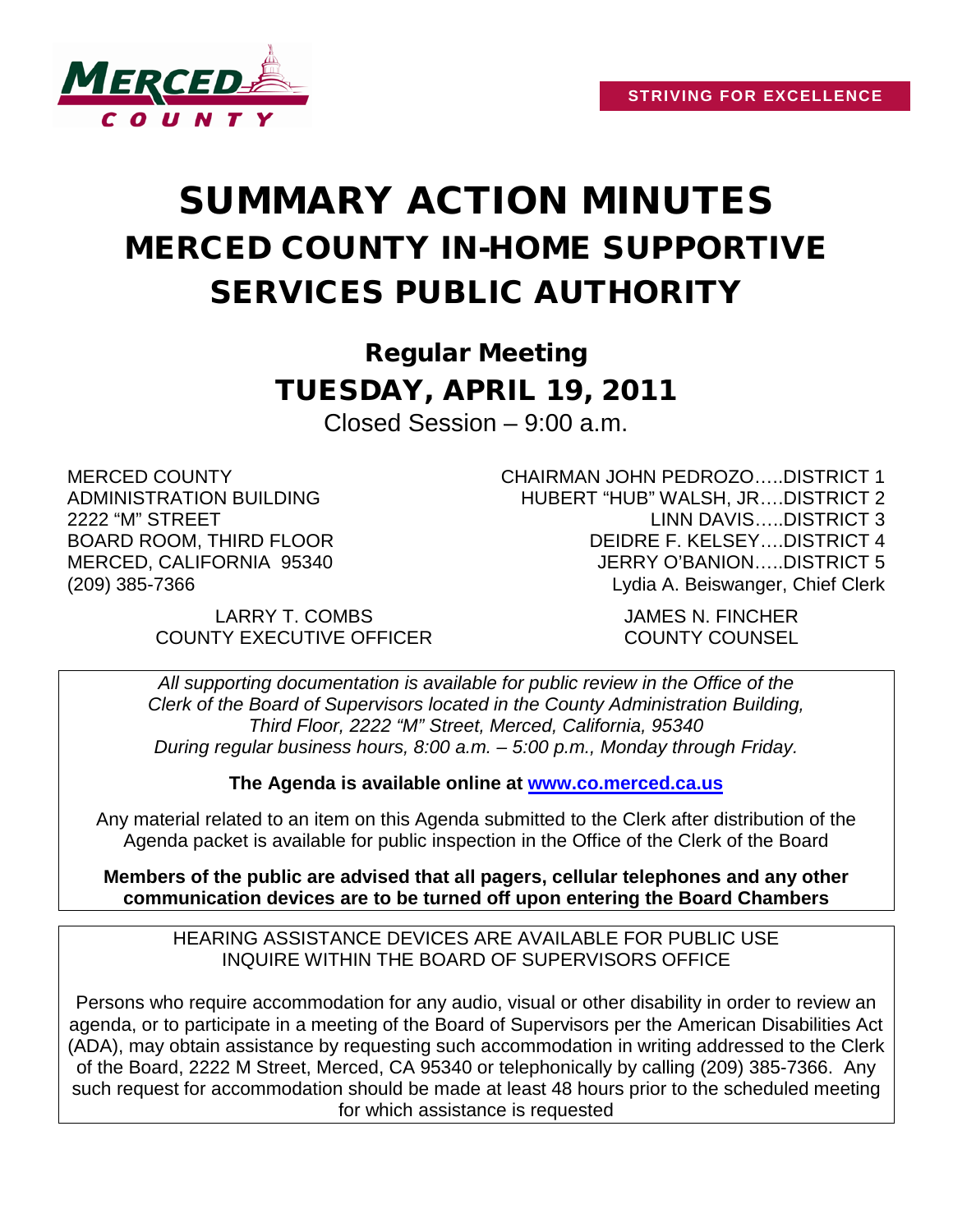MERCED COUNTY

STRIVING FOR EXCELLENCE

# SUMMARY ACTION MINUTES
# MERCED COUNTY IN-HOME SUPPORTIVE SERVICES PUBLIC AUTHORITY

## Regular Meeting
## TUESDAY, APRIL 19, 2011

Closed Session – 9:00 a.m.

MERCED COUNTY
ADMINISTRATION BUILDING
2222 "M" STREET
BOARD ROOM, THIRD FLOOR
MERCED, CALIFORNIA 95340
(209) 385-7366

CHAIRMAN JOHN PEDROZO…..DISTRICT 1
HUBERT "HUB" WALSH, JR….DISTRICT 2
LINN DAVIS…..DISTRICT 3
DEIDRE F. KELSEY….DISTRICT 4
JERRY O'BANION…..DISTRICT 5
Lydia A. Beiswanger, Chief Clerk

LARRY T. COMBS
COUNTY EXECUTIVE OFFICER

JAMES N. FINCHER
COUNTY COUNSEL

*All supporting documentation is available for public review in the Office of the Clerk of the Board of Supervisors located in the County Administration Building, Third Floor, 2222 "M" Street, Merced, California, 95340 During regular business hours, 8:00 a.m. – 5:00 p.m., Monday through Friday.*

**The Agenda is available online at www.co.merced.ca.us**

Any material related to an item on this Agenda submitted to the Clerk after distribution of the Agenda packet is available for public inspection in the Office of the Clerk of the Board

**Members of the public are advised that all pagers, cellular telephones and any other communication devices are to be turned off upon entering the Board Chambers**

HEARING ASSISTANCE DEVICES ARE AVAILABLE FOR PUBLIC USE
INQUIRE WITHIN THE BOARD OF SUPERVISORS OFFICE

Persons who require accommodation for any audio, visual or other disability in order to review an agenda, or to participate in a meeting of the Board of Supervisors per the American Disabilities Act (ADA), may obtain assistance by requesting such accommodation in writing addressed to the Clerk of the Board, 2222 M Street, Merced, CA 95340 or telephonically by calling (209) 385-7366. Any such request for accommodation should be made at least 48 hours prior to the scheduled meeting for which assistance is requested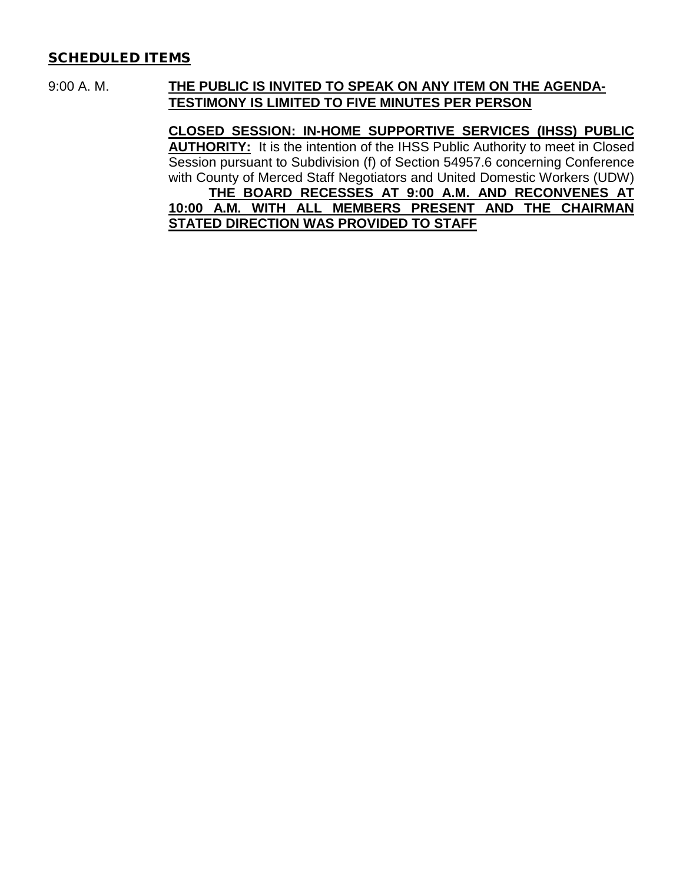## SCHEDULED ITEMS

9:00 A. M. **THE PUBLIC IS INVITED TO SPEAK ON ANY ITEM ON THE AGENDA-TESTIMONY IS LIMITED TO FIVE MINUTES PER PERSON**

**CLOSED SESSION: IN-HOME SUPPORTIVE SERVICES (IHSS) PUBLIC AUTHORITY:** It is the intention of the IHSS Public Authority to meet in Closed Session pursuant to Subdivision (f) of Section 54957.6 concerning Conference with County of Merced Staff Negotiators and United Domestic Workers (UDW)

**THE BOARD RECESSES AT 9:00 A.M. AND RECONVENES AT 10:00 A.M. WITH ALL MEMBERS PRESENT AND THE CHAIRMAN STATED DIRECTION WAS PROVIDED TO STAFF**